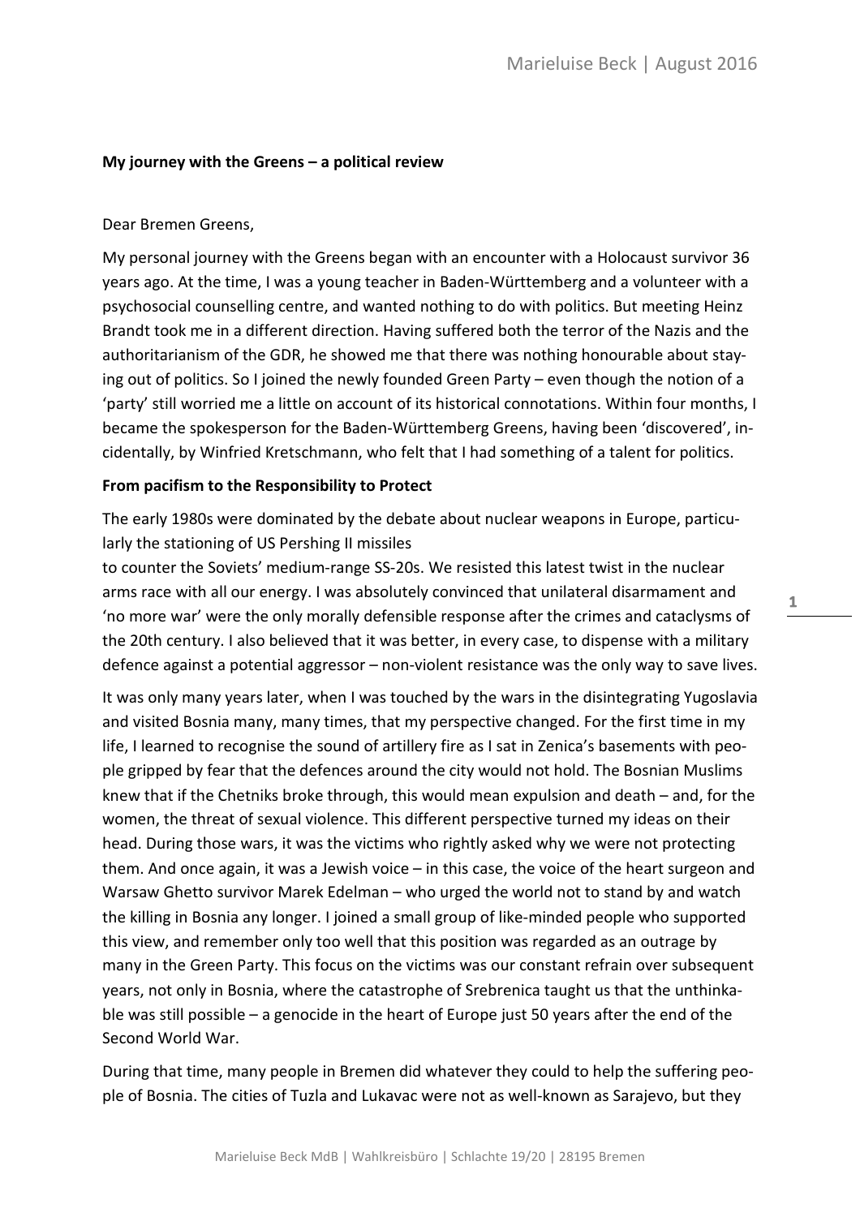## My journey with the Greens – a political review

Dear Bremen Greens,

My personal journey with the Greens began with an encounter with a Holocaust survivor 36 years ago. At the time, I was a young teacher in Baden-Württemberg and a volunteer with a psychosocial counselling centre, and wanted nothing to do with politics. But meeting Heinz Brandt took me in a different direction. Having suffered both the terror of the Nazis and the authoritarianism of the GDR, he showed me that there was nothing honourable about staying out of politics. So I joined the newly founded Green Party – even though the notion of a 'party' still worried me a little on account of its historical connotations. Within four months, I became the spokesperson for the Baden-Württemberg Greens, having been 'discovered', incidentally, by Winfried Kretschmann, who felt that I had something of a talent for politics.

### From pacifism to the Responsibility to Protect

The early 1980s were dominated by the debate about nuclear weapons in Europe, particularly the stationing of US Pershing II missiles to counter the Soviets' medium-range SS-20s. We resisted this latest twist in the nuclear arms race with all our energy. I was absolutely convinced that unilateral disarmament and 'no more war' were the only morally defensible response after the crimes and cataclysms of the 20th century. I also believed that it was better, in every case, to dispense with a military defence against a potential aggressor – non-violent resistance was the only way to save lives.

It was only many years later, when I was touched by the wars in the disintegrating Yugoslavia and visited Bosnia many, many times, that my perspective changed. For the first time in my life, I learned to recognise the sound of artillery fire as I sat in Zenica's basements with people gripped by fear that the defences around the city would not hold. The Bosnian Muslims knew that if the Chetniks broke through, this would mean expulsion and death – and, for the women, the threat of sexual violence. This different perspective turned my ideas on their head. During those wars, it was the victims who rightly asked why we were not protecting them. And once again, it was a Jewish voice – in this case, the voice of the heart surgeon and Warsaw Ghetto survivor Marek Edelman – who urged the world not to stand by and watch the killing in Bosnia any longer. I joined a small group of like-minded people who supported this view, and remember only too well that this position was regarded as an outrage by many in the Green Party. This focus on the victims was our constant refrain over subsequent years, not only in Bosnia, where the catastrophe of Srebrenica taught us that the unthinkable was still possible – a genocide in the heart of Europe just 50 years after the end of the Second World War.

During that time, many people in Bremen did whatever they could to help the suffering people of Bosnia. The cities of Tuzla and Lukavac were not as well-known as Sarajevo, but they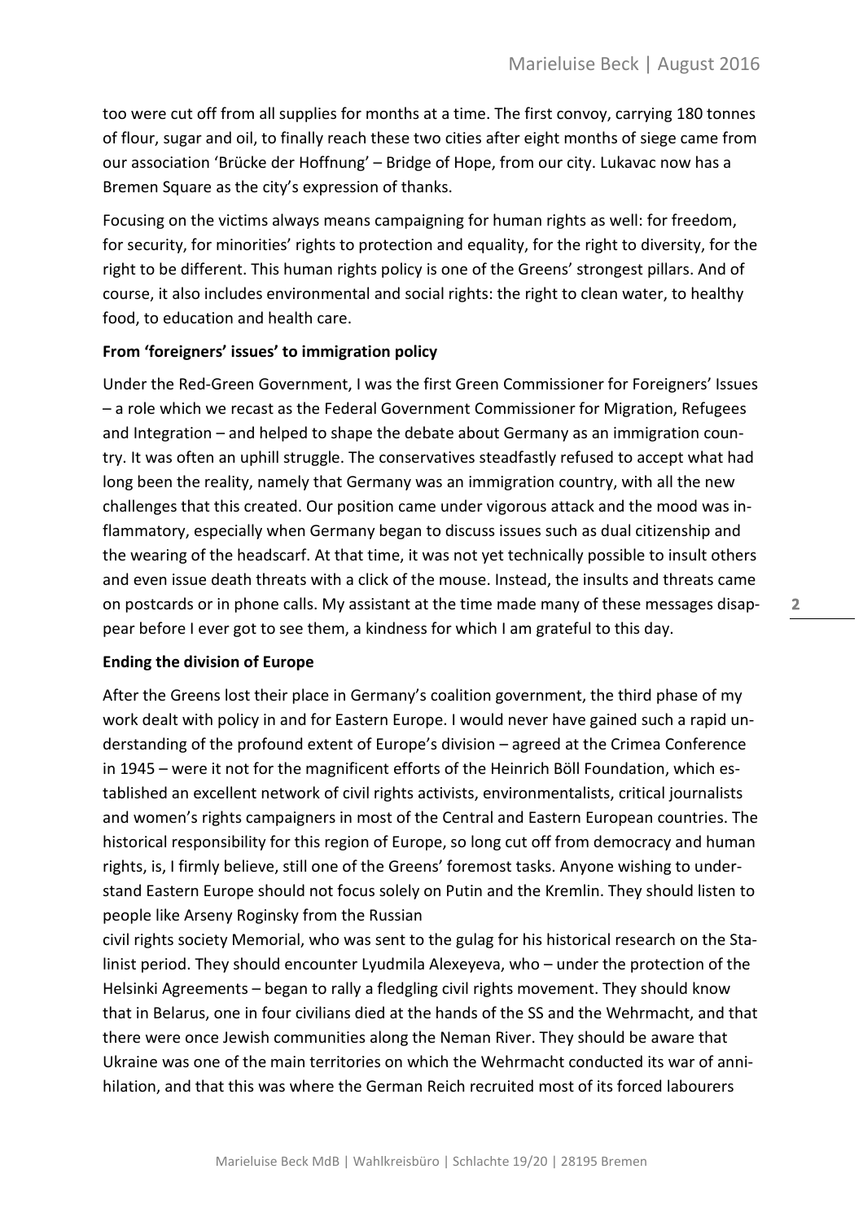too were cut off from all supplies for months at a time. The first convoy, carrying 180 tonnes of flour, sugar and oil, to finally reach these two cities after eight months of siege came from our association 'Brücke der Hoffnung' – Bridge of Hope, from our city. Lukavac now has a Bremen Square as the city's expression of thanks.

Focusing on the victims always means campaigning for human rights as well: for freedom, for security, for minorities' rights to protection and equality, for the right to diversity, for the right to be different. This human rights policy is one of the Greens' strongest pillars. And of course, it also includes environmental and social rights: the right to clean water, to healthy food, to education and health care.

**From 'foreigners' issues' to immigration policy**

Under the Red-Green Government, I was the first Green Commissioner for Foreigners' Issues – a role which we recast as the Federal Government Commissioner for Migration, Refugees and Integration – and helped to shape the debate about Germany as an immigration country. It was often an uphill struggle. The conservatives steadfastly refused to accept what had long been the reality, namely that Germany was an immigration country, with all the new challenges that this created. Our position came under vigorous attack and the mood was inflammatory, especially when Germany began to discuss issues such as dual citizenship and the wearing of the headscarf. At that time, it was not yet technically possible to insult others and even issue death threats with a click of the mouse. Instead, the insults and threats came on postcards or in phone calls. My assistant at the time made many of these messages disappear before I ever got to see them, a kindness for which I am grateful to this day.

**Ending the division of Europe**

After the Greens lost their place in Germany's coalition government, the third phase of my work dealt with policy in and for Eastern Europe. I would never have gained such a rapid understanding of the profound extent of Europe's division – agreed at the Crimea Conference in 1945 – were it not for the magnificent efforts of the Heinrich Böll Foundation, which established an excellent network of civil rights activists, environmentalists, critical journalists and women's rights campaigners in most of the Central and Eastern European countries. The historical responsibility for this region of Europe, so long cut off from democracy and human rights, is, I firmly believe, still one of the Greens' foremost tasks. Anyone wishing to understand Eastern Europe should not focus solely on Putin and the Kremlin. They should listen to people like Arseny Roginsky from the Russian civil rights society Memorial, who was sent to the gulag for his historical research on the Stalinist period. They should encounter Lyudmila Alexeyeva, who – under the protection of the Helsinki Agreements – began to rally a fledgling civil rights movement. They should know that in Belarus, one in four civilians died at the hands of the SS and the Wehrmacht, and that there were once Jewish communities along the Neman River. They should be aware that Ukraine was one of the main territories on which the Wehrmacht conducted its war of annihilation, and that this was where the German Reich recruited most of its forced labourers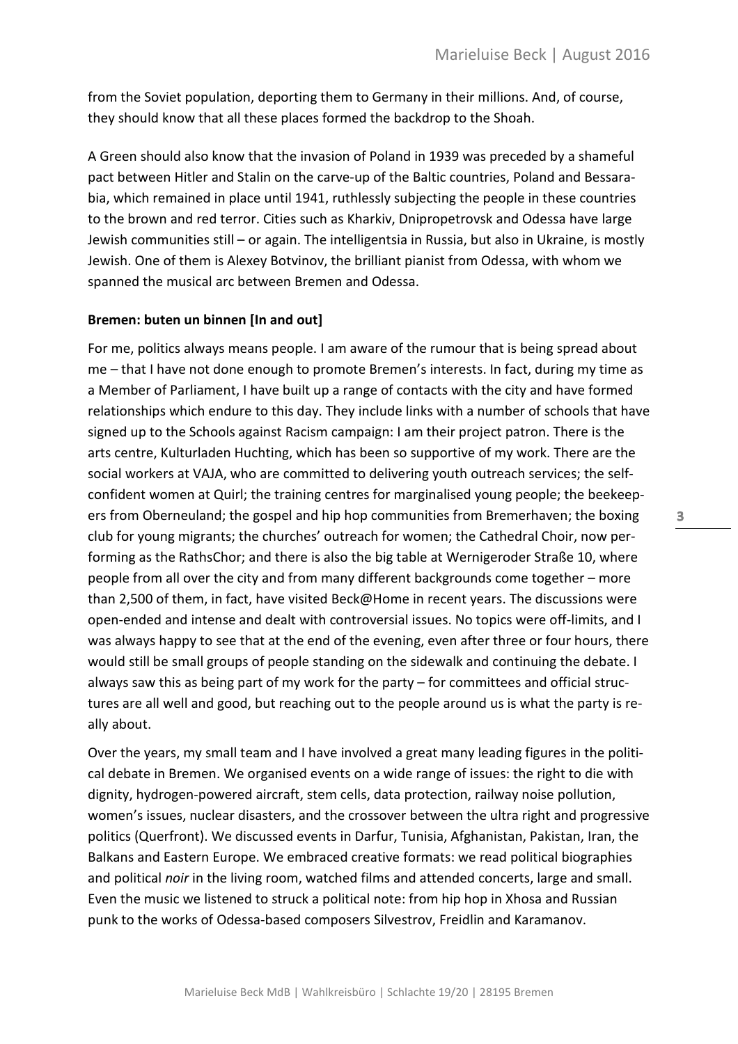from the Soviet population, deporting them to Germany in their millions. And, of course, they should know that all these places formed the backdrop to the Shoah.

A Green should also know that the invasion of Poland in 1939 was preceded by a shameful pact between Hitler and Stalin on the carve-up of the Baltic countries, Poland and Bessarabia, which remained in place until 1941, ruthlessly subjecting the people in these countries to the brown and red terror. Cities such as Kharkiv, Dnipropetrovsk and Odessa have large Jewish communities still – or again. The intelligentsia in Russia, but also in Ukraine, is mostly Jewish. One of them is Alexey Botvinov, the brilliant pianist from Odessa, with whom we spanned the musical arc between Bremen and Odessa.

**Bremen: buten un binnen [In and out]**

For me, politics always means people. I am aware of the rumour that is being spread about me – that I have not done enough to promote Bremen's interests. In fact, during my time as a Member of Parliament, I have built up a range of contacts with the city and have formed relationships which endure to this day. They include links with a number of schools that have signed up to the Schools against Racism campaign: I am their project patron. There is the arts centre, Kulturladen Huchting, which has been so supportive of my work. There are the social workers at VAJA, who are committed to delivering youth outreach services; the self-confident women at Quirl; the training centres for marginalised young people; the beekeepers from Oberneuland; the gospel and hip hop communities from Bremerhaven; the boxing club for young migrants; the churches' outreach for women; the Cathedral Choir, now performing as the RathsChor; and there is also the big table at Wernigeroder Straße 10, where people from all over the city and from many different backgrounds come together – more than 2,500 of them, in fact, have visited Beck@Home in recent years. The discussions were open-ended and intense and dealt with controversial issues. No topics were off-limits, and I was always happy to see that at the end of the evening, even after three or four hours, there would still be small groups of people standing on the sidewalk and continuing the debate. I always saw this as being part of my work for the party – for committees and official structures are all well and good, but reaching out to the people around us is what the party is really about.

Over the years, my small team and I have involved a great many leading figures in the political debate in Bremen. We organised events on a wide range of issues: the right to die with dignity, hydrogen-powered aircraft, stem cells, data protection, railway noise pollution, women's issues, nuclear disasters, and the crossover between the ultra right and progressive politics (Querfront). We discussed events in Darfur, Tunisia, Afghanistan, Pakistan, Iran, the Balkans and Eastern Europe. We embraced creative formats: we read political biographies and political *noir* in the living room, watched films and attended concerts, large and small. Even the music we listened to struck a political note: from hip hop in Xhosa and Russian punk to the works of Odessa-based composers Silvestrov, Freidlin and Karamanov.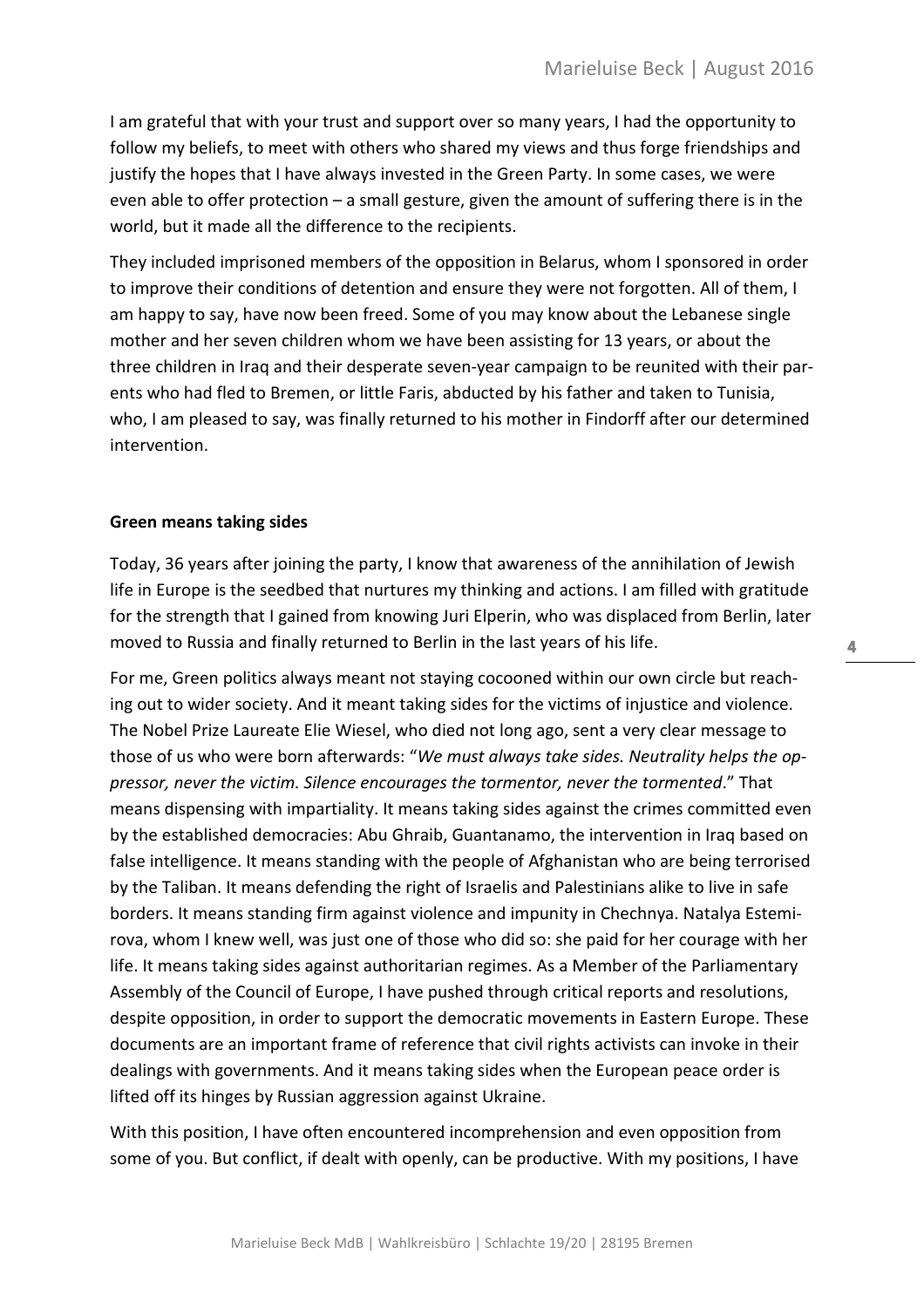I am grateful that with your trust and support over so many years, I had the opportunity to follow my beliefs, to meet with others who shared my views and thus forge friendships and justify the hopes that I have always invested in the Green Party. In some cases, we were even able to offer protection – a small gesture, given the amount of suffering there is in the world, but it made all the difference to the recipients.

They included imprisoned members of the opposition in Belarus, whom I sponsored in order to improve their conditions of detention and ensure they were not forgotten. All of them, I am happy to say, have now been freed. Some of you may know about the Lebanese single mother and her seven children whom we have been assisting for 13 years, or about the three children in Iraq and their desperate seven-year campaign to be reunited with their parents who had fled to Bremen, or little Faris, abducted by his father and taken to Tunisia, who, I am pleased to say, was finally returned to his mother in Findorff after our determined intervention.

**Green means taking sides**

Today, 36 years after joining the party, I know that awareness of the annihilation of Jewish life in Europe is the seedbed that nurtures my thinking and actions. I am filled with gratitude for the strength that I gained from knowing Juri Elperin, who was displaced from Berlin, later moved to Russia and finally returned to Berlin in the last years of his life.

For me, Green politics always meant not staying cocooned within our own circle but reaching out to wider society. And it meant taking sides for the victims of injustice and violence. The Nobel Prize Laureate Elie Wiesel, who died not long ago, sent a very clear message to those of us who were born afterwards: "*We must always take sides. Neutrality helps the oppressor, never the victim. Silence encourages the tormentor, never the tormented*." That means dispensing with impartiality. It means taking sides against the crimes committed even by the established democracies: Abu Ghraib, Guantanamo, the intervention in Iraq based on false intelligence. It means standing with the people of Afghanistan who are being terrorised by the Taliban. It means defending the right of Israelis and Palestinians alike to live in safe borders. It means standing firm against violence and impunity in Chechnya. Natalya Estemirova, whom I knew well, was just one of those who did so: she paid for her courage with her life. It means taking sides against authoritarian regimes. As a Member of the Parliamentary Assembly of the Council of Europe, I have pushed through critical reports and resolutions, despite opposition, in order to support the democratic movements in Eastern Europe. These documents are an important frame of reference that civil rights activists can invoke in their dealings with governments. And it means taking sides when the European peace order is lifted off its hinges by Russian aggression against Ukraine.

With this position, I have often encountered incomprehension and even opposition from some of you. But conflict, if dealt with openly, can be productive. With my positions, I have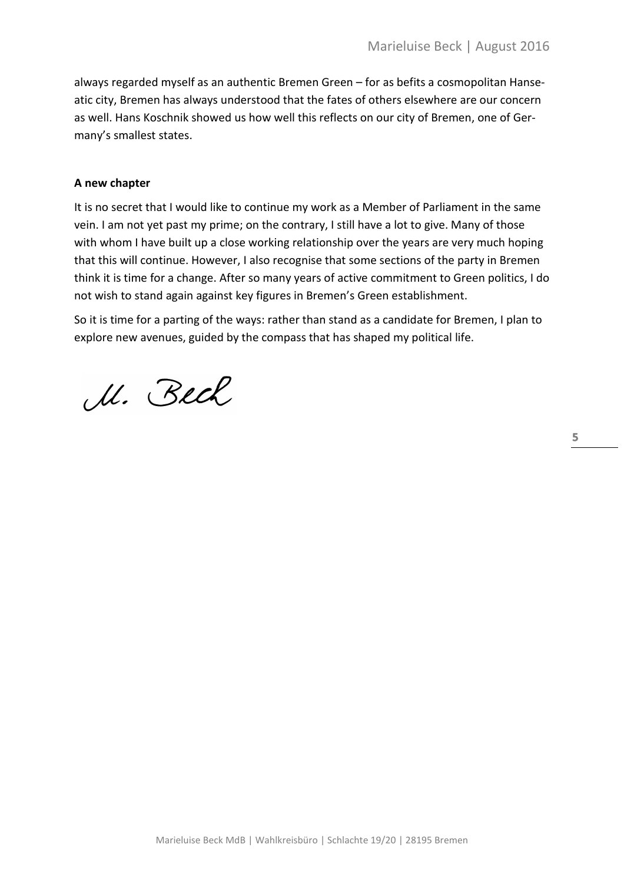always regarded myself as an authentic Bremen Green – for as befits a cosmopolitan Hanseatic city, Bremen has always understood that the fates of others elsewhere are our concern as well. Hans Koschnik showed us how well this reflects on our city of Bremen, one of Germany's smallest states.

**A new chapter**

It is no secret that I would like to continue my work as a Member of Parliament in the same vein. I am not yet past my prime; on the contrary, I still have a lot to give. Many of those with whom I have built up a close working relationship over the years are very much hoping that this will continue. However, I also recognise that some sections of the party in Bremen think it is time for a change. After so many years of active commitment to Green politics, I do not wish to stand again against key figures in Bremen's Green establishment.

So it is time for a parting of the ways: rather than stand as a candidate for Bremen, I plan to explore new avenues, guided by the compass that has shaped my political life.

M. Beck